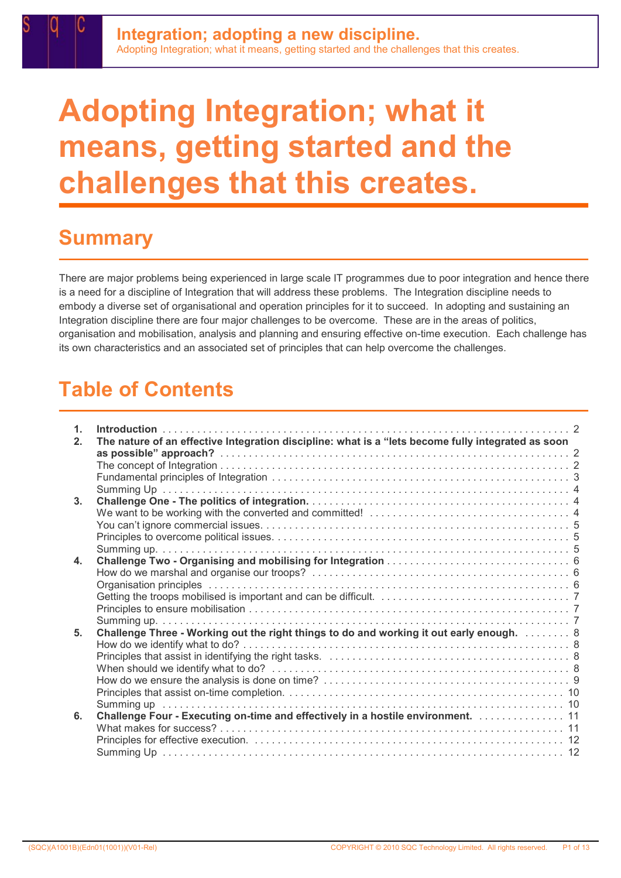# Adopting Integration; what it means, getting started and the challenges that this creates.

## Summary

There are major problems being experienced in large scale IT programmes due to poor integration and hence there is a need for a discipline of Integration that will address these problems. The Integration discipline needs to embody a diverse set of organisational and operation principles for it to succeed. In adopting and sustaining an Integration discipline there are four major challenges to be overcome. These are in the areas of politics, organisation and mobilisation, analysis and planning and ensuring effective on-time execution. Each challenge has its own characteristics and an associated set of principles that can help overcome the challenges.

## Table of Contents

1. **Introduction** . . . 2
2. **The nature of an effective Integration discipline: what is a "lets become fully integrated as soon as possible" approach?** . . . 2
   - The concept of Integration . . . 2
   - Fundamental principles of Integration . . . 3
   - Summing Up . . . 4
3. **Challenge One - The politics of integration.** . . . 4
   - We want to be working with the converted and committed! . . . 4
   - You can't ignore commercial issues. . . . 5
   - Principles to overcome political issues. . . . 5
   - Summing up. . . . 5
4. **Challenge Two - Organising and mobilising for Integration** . . . 6
   - How do we marshal and organise our troops? . . . 6
   - Organisation principles . . . 6
   - Getting the troops mobilised is important and can be difficult. . . . 7
   - Principles to ensure mobilisation . . . 7
   - Summing up. . . . 7
5. **Challenge Three - Working out the right things to do and working it out early enough.** . . . 8
   - How do we identify what to do? . . . 8
   - Principles that assist in identifying the right tasks. . . . 8
   - When should we identify what to do? . . . 8
   - How do we ensure the analysis is done on time? . . . 9
   - Principles that assist on-time completion. . . . 10
   - Summing up . . . 10
6. **Challenge Four - Executing on-time and effectively in a hostile environment.** . . . 11
   - What makes for success? . . . 11
   - Principles for effective execution. . . . 12
   - Summing Up . . . 12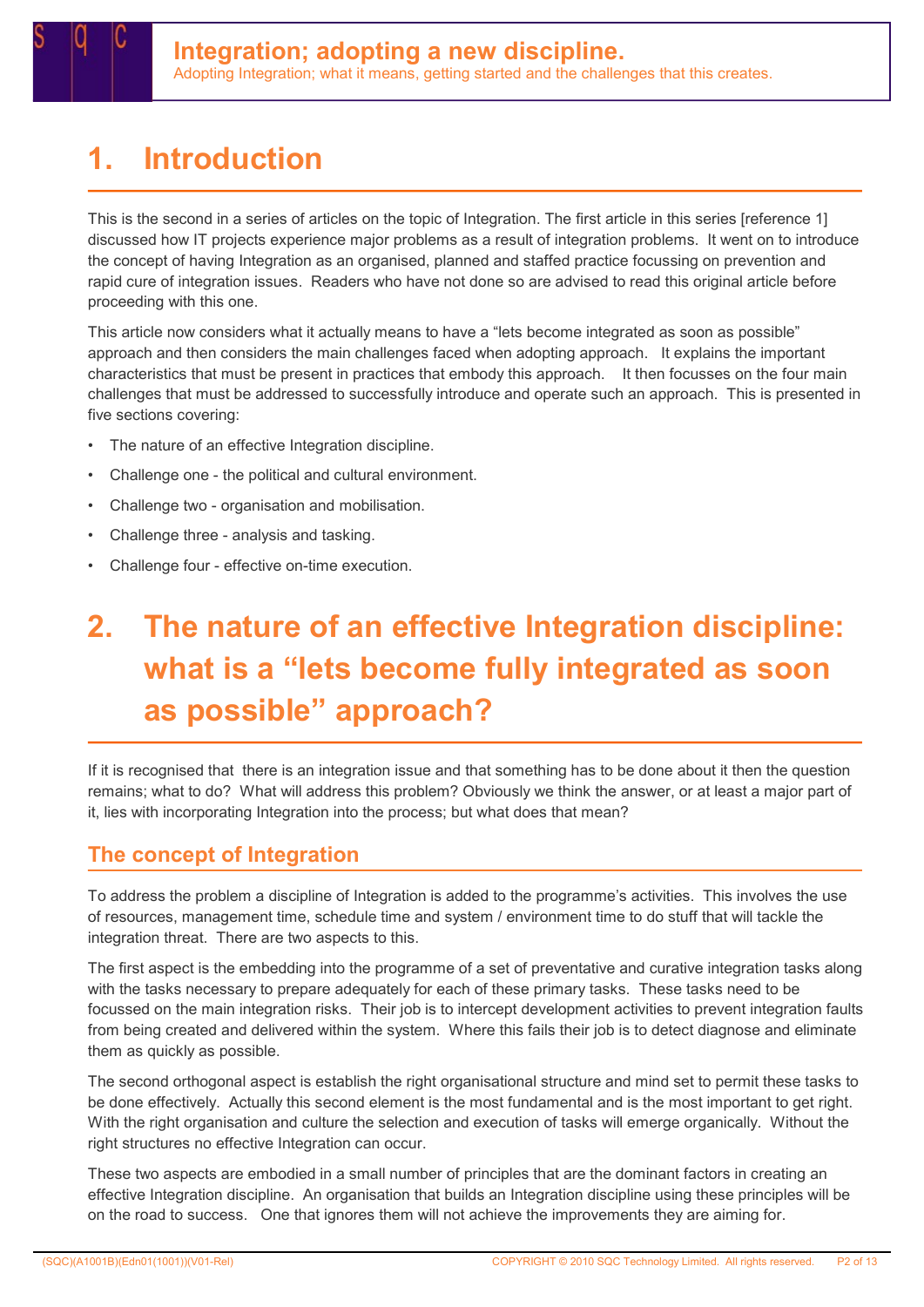# 1. Introduction

This is the second in a series of articles on the topic of Integration. The first article in this series [reference 1] discussed how IT projects experience major problems as a result of integration problems. It went on to introduce the concept of having Integration as an organised, planned and staffed practice focussing on prevention and rapid cure of integration issues. Readers who have not done so are advised to read this original article before proceeding with this one.

This article now considers what it actually means to have a "lets become integrated as soon as possible" approach and then considers the main challenges faced when adopting approach. It explains the important characteristics that must be present in practices that embody this approach. It then focusses on the four main challenges that must be addressed to successfully introduce and operate such an approach. This is presented in five sections covering:

- The nature of an effective Integration discipline.
- Challenge one - the political and cultural environment.
- Challenge two - organisation and mobilisation.
- Challenge three - analysis and tasking.
- Challenge four - effective on-time execution.

# 2. The nature of an effective Integration discipline: what is a "lets become fully integrated as soon as possible" approach?

If it is recognised that there is an integration issue and that something has to be done about it then the question remains; what to do? What will address this problem? Obviously we think the answer, or at least a major part of it, lies with incorporating Integration into the process; but what does that mean?

## The concept of Integration

To address the problem a discipline of Integration is added to the programme's activities. This involves the use of resources, management time, schedule time and system / environment time to do stuff that will tackle the integration threat. There are two aspects to this.

The first aspect is the embedding into the programme of a set of preventative and curative integration tasks along with the tasks necessary to prepare adequately for each of these primary tasks. These tasks need to be focussed on the main integration risks. Their job is to intercept development activities to prevent integration faults from being created and delivered within the system. Where this fails their job is to detect diagnose and eliminate them as quickly as possible.

The second orthogonal aspect is establish the right organisational structure and mind set to permit these tasks to be done effectively. Actually this second element is the most fundamental and is the most important to get right. With the right organisation and culture the selection and execution of tasks will emerge organically. Without the right structures no effective Integration can occur.

These two aspects are embodied in a small number of principles that are the dominant factors in creating an effective Integration discipline. An organisation that builds an Integration discipline using these principles will be on the road to success. One that ignores them will not achieve the improvements they are aiming for.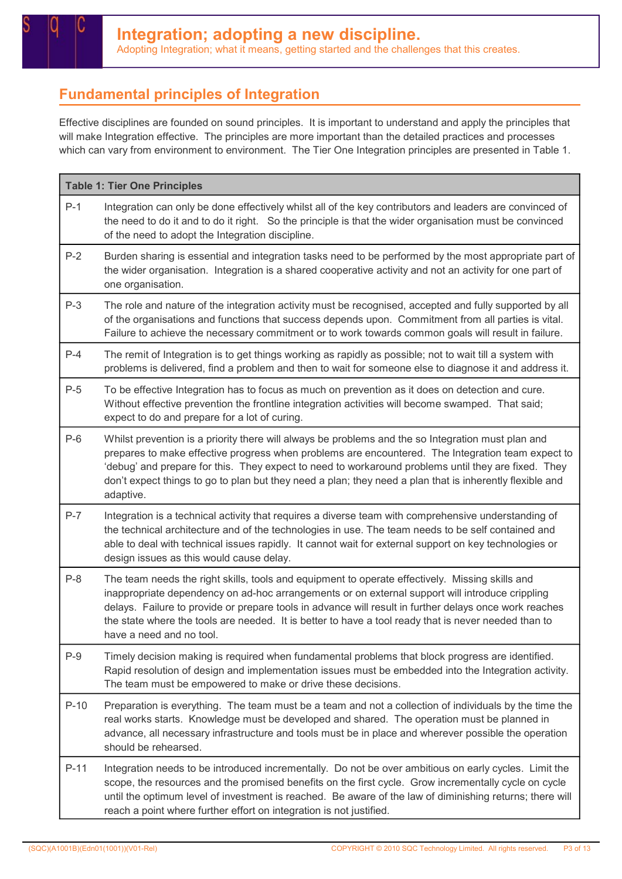## Fundamental principles of Integration

Effective disciplines are founded on sound principles. It is important to understand and apply the principles that will make Integration effective. The principles are more important than the detailed practices and processes which can vary from environment to environment. The Tier One Integration principles are presented in Table 1.

| **Table 1: Tier One Principles** | |
|---|---|
| P-1 | Integration can only be done effectively whilst all of the key contributors and leaders are convinced of the need to do it and to do it right. So the principle is that the wider organisation must be convinced of the need to adopt the Integration discipline. |
| P-2 | Burden sharing is essential and integration tasks need to be performed by the most appropriate part of the wider organisation. Integration is a shared cooperative activity and not an activity for one part of one organisation. |
| P-3 | The role and nature of the integration activity must be recognised, accepted and fully supported by all of the organisations and functions that success depends upon. Commitment from all parties is vital. Failure to achieve the necessary commitment or to work towards common goals will result in failure. |
| P-4 | The remit of Integration is to get things working as rapidly as possible; not to wait till a system with problems is delivered, find a problem and then to wait for someone else to diagnose it and address it. |
| P-5 | To be effective Integration has to focus as much on prevention as it does on detection and cure. Without effective prevention the frontline integration activities will become swamped. That said; expect to do and prepare for a lot of curing. |
| P-6 | Whilst prevention is a priority there will always be problems and the so Integration must plan and prepares to make effective progress when problems are encountered. The Integration team expect to 'debug' and prepare for this. They expect to need to workaround problems until they are fixed. They don't expect things to go to plan but they need a plan; they need a plan that is inherently flexible and adaptive. |
| P-7 | Integration is a technical activity that requires a diverse team with comprehensive understanding of the technical architecture and of the technologies in use. The team needs to be self contained and able to deal with technical issues rapidly. It cannot wait for external support on key technologies or design issues as this would cause delay. |
| P-8 | The team needs the right skills, tools and equipment to operate effectively. Missing skills and inappropriate dependency on ad-hoc arrangements or on external support will introduce crippling delays. Failure to provide or prepare tools in advance will result in further delays once work reaches the state where the tools are needed. It is better to have a tool ready that is never needed than to have a need and no tool. |
| P-9 | Timely decision making is required when fundamental problems that block progress are identified. Rapid resolution of design and implementation issues must be embedded into the Integration activity. The team must be empowered to make or drive these decisions. |
| P-10 | Preparation is everything. The team must be a team and not a collection of individuals by the time the real works starts. Knowledge must be developed and shared. The operation must be planned in advance, all necessary infrastructure and tools must be in place and wherever possible the operation should be rehearsed. |
| P-11 | Integration needs to be introduced incrementally. Do not be over ambitious on early cycles. Limit the scope, the resources and the promised benefits on the first cycle. Grow incrementally cycle on cycle until the optimum level of investment is reached. Be aware of the law of diminishing returns; there will reach a point where further effort on integration is not justified. |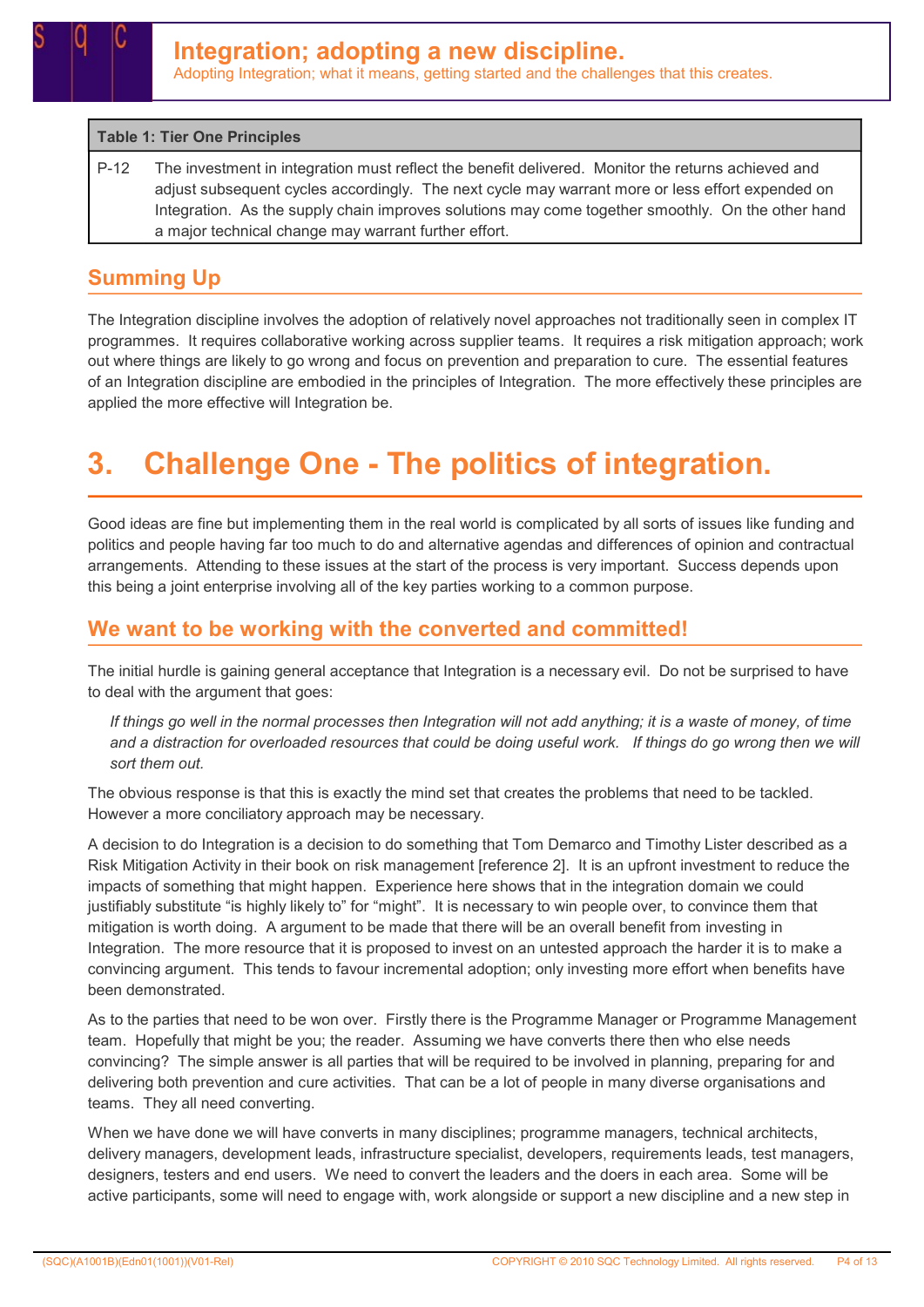| Table 1: Tier One Principles | |
|---|---|
| P-12 | The investment in integration must reflect the benefit delivered. Monitor the returns achieved and adjust subsequent cycles accordingly. The next cycle may warrant more or less effort expended on Integration. As the supply chain improves solutions may come together smoothly. On the other hand a major technical change may warrant further effort. |

## Summing Up

The Integration discipline involves the adoption of relatively novel approaches not traditionally seen in complex IT programmes. It requires collaborative working across supplier teams. It requires a risk mitigation approach; work out where things are likely to go wrong and focus on prevention and preparation to cure. The essential features of an Integration discipline are embodied in the principles of Integration. The more effectively these principles are applied the more effective will Integration be.

# 3. Challenge One - The politics of integration.

Good ideas are fine but implementing them in the real world is complicated by all sorts of issues like funding and politics and people having far too much to do and alternative agendas and differences of opinion and contractual arrangements. Attending to these issues at the start of the process is very important. Success depends upon this being a joint enterprise involving all of the key parties working to a common purpose.

## We want to be working with the converted and committed!

The initial hurdle is gaining general acceptance that Integration is a necessary evil. Do not be surprised to have to deal with the argument that goes:

> *If things go well in the normal processes then Integration will not add anything; it is a waste of money, of time and a distraction for overloaded resources that could be doing useful work. If things do go wrong then we will sort them out.*

The obvious response is that this is exactly the mind set that creates the problems that need to be tackled. However a more conciliatory approach may be necessary.

A decision to do Integration is a decision to do something that Tom Demarco and Timothy Lister described as a Risk Mitigation Activity in their book on risk management [reference 2]. It is an upfront investment to reduce the impacts of something that might happen. Experience here shows that in the integration domain we could justifiably substitute "is highly likely to" for "might". It is necessary to win people over, to convince them that mitigation is worth doing. A argument to be made that there will be an overall benefit from investing in Integration. The more resource that it is proposed to invest on an untested approach the harder it is to make a convincing argument. This tends to favour incremental adoption; only investing more effort when benefits have been demonstrated.

As to the parties that need to be won over. Firstly there is the Programme Manager or Programme Management team. Hopefully that might be you; the reader. Assuming we have converts there then who else needs convincing? The simple answer is all parties that will be required to be involved in planning, preparing for and delivering both prevention and cure activities. That can be a lot of people in many diverse organisations and teams. They all need converting.

When we have done we will have converts in many disciplines; programme managers, technical architects, delivery managers, development leads, infrastructure specialist, developers, requirements leads, test managers, designers, testers and end users. We need to convert the leaders and the doers in each area. Some will be active participants, some will need to engage with, work alongside or support a new discipline and a new step in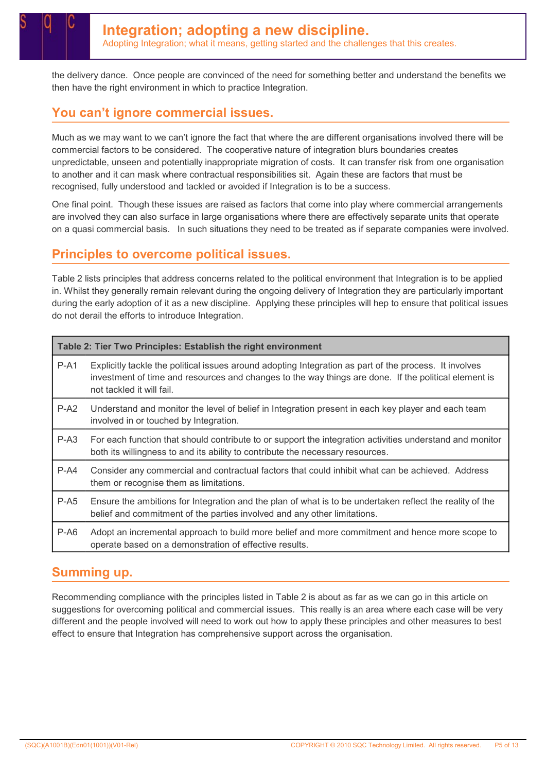the delivery dance. Once people are convinced of the need for something better and understand the benefits we then have the right environment in which to practice Integration.

## You can't ignore commercial issues.

Much as we may want to we can't ignore the fact that where the are different organisations involved there will be commercial factors to be considered. The cooperative nature of integration blurs boundaries creates unpredictable, unseen and potentially inappropriate migration of costs. It can transfer risk from one organisation to another and it can mask where contractual responsibilities sit. Again these are factors that must be recognised, fully understood and tackled or avoided if Integration is to be a success.

One final point. Though these issues are raised as factors that come into play where commercial arrangements are involved they can also surface in large organisations where there are effectively separate units that operate on a quasi commercial basis. In such situations they need to be treated as if separate companies were involved.

## Principles to overcome political issues.

Table 2 lists principles that address concerns related to the political environment that Integration is to be applied in. Whilst they generally remain relevant during the ongoing delivery of Integration they are particularly important during the early adoption of it as a new discipline. Applying these principles will hep to ensure that political issues do not derail the efforts to introduce Integration.

| Table 2: Tier Two Principles: Establish the right environment | |
|---|---|
| P-A1 | Explicitly tackle the political issues around adopting Integration as part of the process. It involves investment of time and resources and changes to the way things are done. If the political element is not tackled it will fail. |
| P-A2 | Understand and monitor the level of belief in Integration present in each key player and each team involved in or touched by Integration. |
| P-A3 | For each function that should contribute to or support the integration activities understand and monitor both its willingness to and its ability to contribute the necessary resources. |
| P-A4 | Consider any commercial and contractual factors that could inhibit what can be achieved. Address them or recognise them as limitations. |
| P-A5 | Ensure the ambitions for Integration and the plan of what is to be undertaken reflect the reality of the belief and commitment of the parties involved and any other limitations. |
| P-A6 | Adopt an incremental approach to build more belief and more commitment and hence more scope to operate based on a demonstration of effective results. |

## Summing up.

Recommending compliance with the principles listed in Table 2 is about as far as we can go in this article on suggestions for overcoming political and commercial issues. This really is an area where each case will be very different and the people involved will need to work out how to apply these principles and other measures to best effect to ensure that Integration has comprehensive support across the organisation.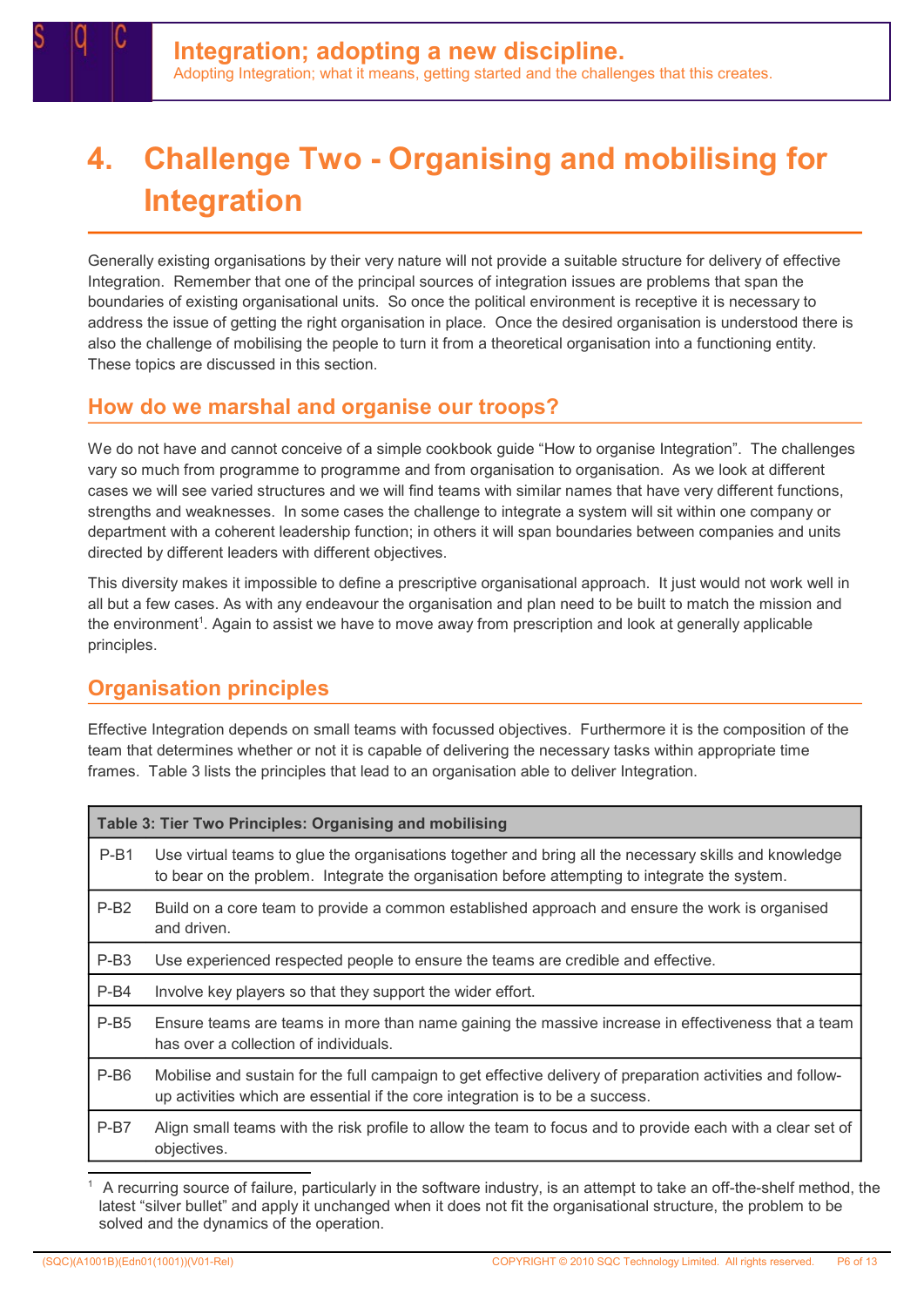# 4. Challenge Two - Organising and mobilising for Integration

Generally existing organisations by their very nature will not provide a suitable structure for delivery of effective Integration. Remember that one of the principal sources of integration issues are problems that span the boundaries of existing organisational units. So once the political environment is receptive it is necessary to address the issue of getting the right organisation in place. Once the desired organisation is understood there is also the challenge of mobilising the people to turn it from a theoretical organisation into a functioning entity. These topics are discussed in this section.

## How do we marshal and organise our troops?

We do not have and cannot conceive of a simple cookbook guide "How to organise Integration". The challenges vary so much from programme to programme and from organisation to organisation. As we look at different cases we will see varied structures and we will find teams with similar names that have very different functions, strengths and weaknesses. In some cases the challenge to integrate a system will sit within one company or department with a coherent leadership function; in others it will span boundaries between companies and units directed by different leaders with different objectives.

This diversity makes it impossible to define a prescriptive organisational approach. It just would not work well in all but a few cases. As with any endeavour the organisation and plan need to be built to match the mission and the environment[1]. Again to assist we have to move away from prescription and look at generally applicable principles.

## Organisation principles

Effective Integration depends on small teams with focussed objectives. Furthermore it is the composition of the team that determines whether or not it is capable of delivering the necessary tasks within appropriate time frames. Table 3 lists the principles that lead to an organisation able to deliver Integration.

| Table 3: Tier Two Principles: Organising and mobilising | |
|---|---|
| P-B1 | Use virtual teams to glue the organisations together and bring all the necessary skills and knowledge to bear on the problem. Integrate the organisation before attempting to integrate the system. |
| P-B2 | Build on a core team to provide a common established approach and ensure the work is organised and driven. |
| P-B3 | Use experienced respected people to ensure the teams are credible and effective. |
| P-B4 | Involve key players so that they support the wider effort. |
| P-B5 | Ensure teams are teams in more than name gaining the massive increase in effectiveness that a team has over a collection of individuals. |
| P-B6 | Mobilise and sustain for the full campaign to get effective delivery of preparation activities and follow-up activities which are essential if the core integration is to be a success. |
| P-B7 | Align small teams with the risk profile to allow the team to focus and to provide each with a clear set of objectives. |

[1] A recurring source of failure, particularly in the software industry, is an attempt to take an off-the-shelf method, the latest "silver bullet" and apply it unchanged when it does not fit the organisational structure, the problem to be solved and the dynamics of the operation.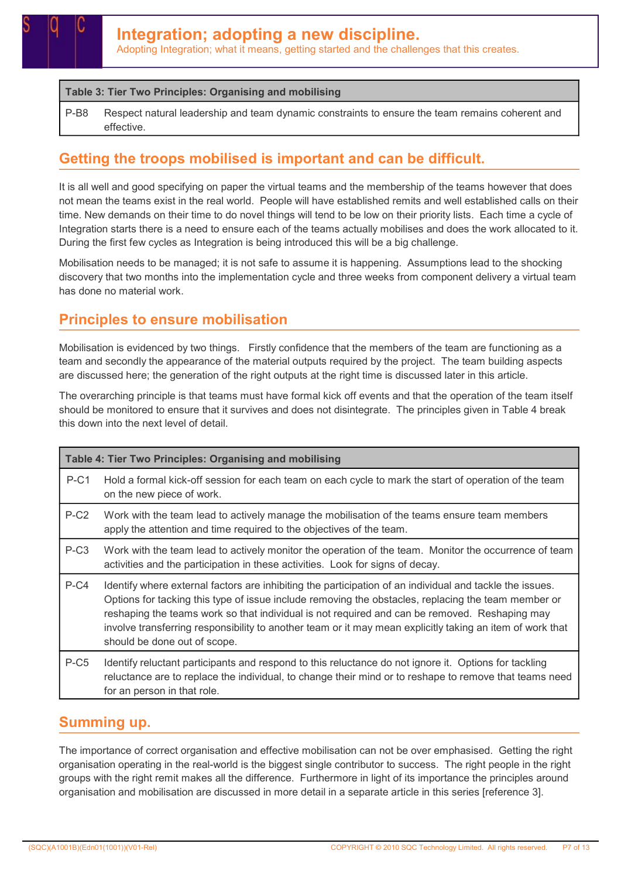| Table 3: Tier Two Principles: Organising and mobilising | |
|---|---|
| P-B8 | Respect natural leadership and team dynamic constraints to ensure the team remains coherent and effective. |

## Getting the troops mobilised is important and can be difficult.

It is all well and good specifying on paper the virtual teams and the membership of the teams however that does not mean the teams exist in the real world. People will have established remits and well established calls on their time. New demands on their time to do novel things will tend to be low on their priority lists. Each time a cycle of Integration starts there is a need to ensure each of the teams actually mobilises and does the work allocated to it. During the first few cycles as Integration is being introduced this will be a big challenge.

Mobilisation needs to be managed; it is not safe to assume it is happening. Assumptions lead to the shocking discovery that two months into the implementation cycle and three weeks from component delivery a virtual team has done no material work.

## Principles to ensure mobilisation

Mobilisation is evidenced by two things. Firstly confidence that the members of the team are functioning as a team and secondly the appearance of the material outputs required by the project. The team building aspects are discussed here; the generation of the right outputs at the right time is discussed later in this article.

The overarching principle is that teams must have formal kick off events and that the operation of the team itself should be monitored to ensure that it survives and does not disintegrate. The principles given in Table 4 break this down into the next level of detail.

| Table 4: Tier Two Principles: Organising and mobilising | |
|---|---|
| P-C1 | Hold a formal kick-off session for each team on each cycle to mark the start of operation of the team on the new piece of work. |
| P-C2 | Work with the team lead to actively manage the mobilisation of the teams ensure team members apply the attention and time required to the objectives of the team. |
| P-C3 | Work with the team lead to actively monitor the operation of the team. Monitor the occurrence of team activities and the participation in these activities. Look for signs of decay. |
| P-C4 | Identify where external factors are inhibiting the participation of an individual and tackle the issues. Options for tacking this type of issue include removing the obstacles, replacing the team member or reshaping the teams work so that individual is not required and can be removed. Reshaping may involve transferring responsibility to another team or it may mean explicitly taking an item of work that should be done out of scope. |
| P-C5 | Identify reluctant participants and respond to this reluctance do not ignore it. Options for tackling reluctance are to replace the individual, to change their mind or to reshape to remove that teams need for an person in that role. |

## Summing up.

The importance of correct organisation and effective mobilisation can not be over emphasised. Getting the right organisation operating in the real-world is the biggest single contributor to success. The right people in the right groups with the right remit makes all the difference. Furthermore in light of its importance the principles around organisation and mobilisation are discussed in more detail in a separate article in this series [reference 3].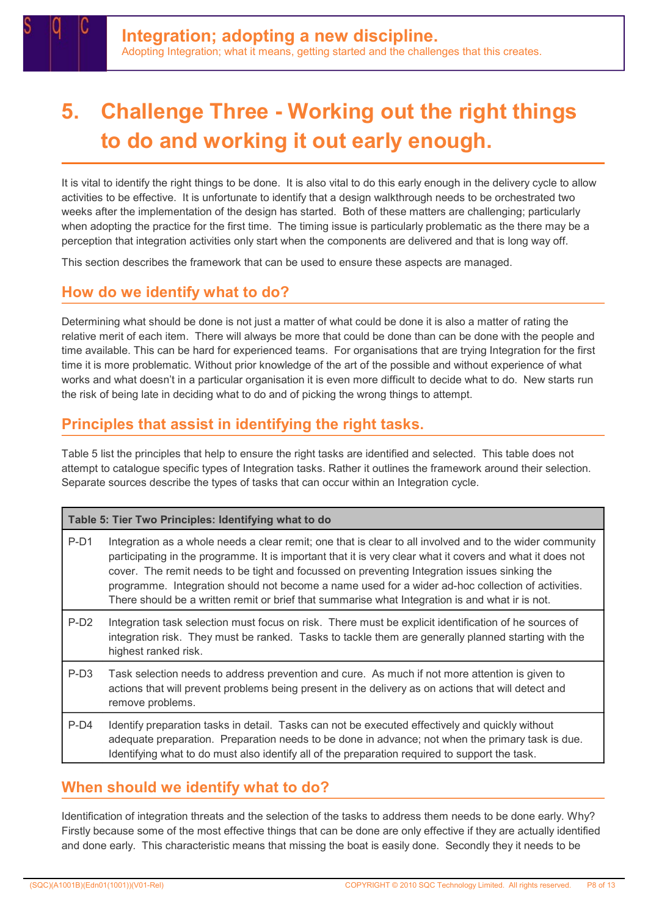# 5. Challenge Three - Working out the right things to do and working it out early enough.

It is vital to identify the right things to be done. It is also vital to do this early enough in the delivery cycle to allow activities to be effective. It is unfortunate to identify that a design walkthrough needs to be orchestrated two weeks after the implementation of the design has started. Both of these matters are challenging; particularly when adopting the practice for the first time. The timing issue is particularly problematic as the there may be a perception that integration activities only start when the components are delivered and that is long way off.

This section describes the framework that can be used to ensure these aspects are managed.

## How do we identify what to do?

Determining what should be done is not just a matter of what could be done it is also a matter of rating the relative merit of each item. There will always be more that could be done than can be done with the people and time available. This can be hard for experienced teams. For organisations that are trying Integration for the first time it is more problematic. Without prior knowledge of the art of the possible and without experience of what works and what doesn't in a particular organisation it is even more difficult to decide what to do. New starts run the risk of being late in deciding what to do and of picking the wrong things to attempt.

## Principles that assist in identifying the right tasks.

Table 5 list the principles that help to ensure the right tasks are identified and selected. This table does not attempt to catalogue specific types of Integration tasks. Rather it outlines the framework around their selection. Separate sources describe the types of tasks that can occur within an Integration cycle.

| Table 5: Tier Two Principles: Identifying what to do | |
|---|---|
| P-D1 | Integration as a whole needs a clear remit; one that is clear to all involved and to the wider community participating in the programme. It is important that it is very clear what it covers and what it does not cover. The remit needs to be tight and focussed on preventing Integration issues sinking the programme. Integration should not become a name used for a wider ad-hoc collection of activities. There should be a written remit or brief that summarise what Integration is and what ir is not. |
| P-D2 | Integration task selection must focus on risk. There must be explicit identification of he sources of integration risk. They must be ranked. Tasks to tackle them are generally planned starting with the highest ranked risk. |
| P-D3 | Task selection needs to address prevention and cure. As much if not more attention is given to actions that will prevent problems being present in the delivery as on actions that will detect and remove problems. |
| P-D4 | Identify preparation tasks in detail. Tasks can not be executed effectively and quickly without adequate preparation. Preparation needs to be done in advance; not when the primary task is due. Identifying what to do must also identify all of the preparation required to support the task. |

## When should we identify what to do?

Identification of integration threats and the selection of the tasks to address them needs to be done early. Why? Firstly because some of the most effective things that can be done are only effective if they are actually identified and done early. This characteristic means that missing the boat is easily done. Secondly they it needs to be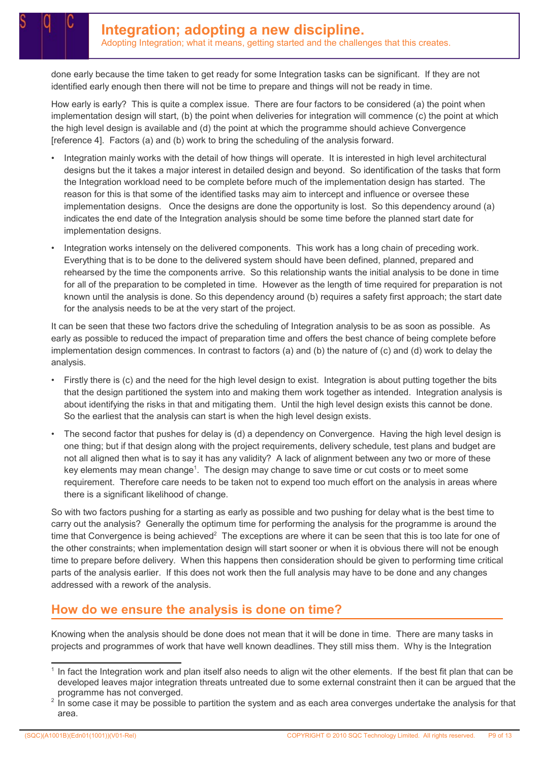done early because the time taken to get ready for some Integration tasks can be significant. If they are not identified early enough then there will not be time to prepare and things will not be ready in time.

How early is early? This is quite a complex issue. There are four factors to be considered (a) the point when implementation design will start, (b) the point when deliveries for integration will commence (c) the point at which the high level design is available and (d) the point at which the programme should achieve Convergence [reference 4]. Factors (a) and (b) work to bring the scheduling of the analysis forward.

- Integration mainly works with the detail of how things will operate. It is interested in high level architectural designs but the it takes a major interest in detailed design and beyond. So identification of the tasks that form the Integration workload need to be complete before much of the implementation design has started. The reason for this is that some of the identified tasks may aim to intercept and influence or oversee these implementation designs. Once the designs are done the opportunity is lost. So this dependency around (a) indicates the end date of the Integration analysis should be some time before the planned start date for implementation designs.
- Integration works intensely on the delivered components. This work has a long chain of preceding work. Everything that is to be done to the delivered system should have been defined, planned, prepared and rehearsed by the time the components arrive. So this relationship wants the initial analysis to be done in time for all of the preparation to be completed in time. However as the length of time required for preparation is not known until the analysis is done. So this dependency around (b) requires a safety first approach; the start date for the analysis needs to be at the very start of the project.

It can be seen that these two factors drive the scheduling of Integration analysis to be as soon as possible. As early as possible to reduced the impact of preparation time and offers the best chance of being complete before implementation design commences. In contrast to factors (a) and (b) the nature of (c) and (d) work to delay the analysis.

- Firstly there is (c) and the need for the high level design to exist. Integration is about putting together the bits that the design partitioned the system into and making them work together as intended. Integration analysis is about identifying the risks in that and mitigating them. Until the high level design exists this cannot be done. So the earliest that the analysis can start is when the high level design exists.
- The second factor that pushes for delay is (d) a dependency on Convergence. Having the high level design is one thing; but if that design along with the project requirements, delivery schedule, test plans and budget are not all aligned then what is to say it has any validity? A lack of alignment between any two or more of these key elements may mean change[1]. The design may change to save time or cut costs or to meet some requirement. Therefore care needs to be taken not to expend too much effort on the analysis in areas where there is a significant likelihood of change.

So with two factors pushing for a starting as early as possible and two pushing for delay what is the best time to carry out the analysis? Generally the optimum time for performing the analysis for the programme is around the time that Convergence is being achieved[2] The exceptions are where it can be seen that this is too late for one of the other constraints; when implementation design will start sooner or when it is obvious there will not be enough time to prepare before delivery. When this happens then consideration should be given to performing time critical parts of the analysis earlier. If this does not work then the full analysis may have to be done and any changes addressed with a rework of the analysis.

## How do we ensure the analysis is done on time?

Knowing when the analysis should be done does not mean that it will be done in time. There are many tasks in projects and programmes of work that have well known deadlines. They still miss them. Why is the Integration

---

[1] In fact the Integration work and plan itself also needs to align wit the other elements. If the best fit plan that can be developed leaves major integration threats untreated due to some external constraint then it can be argued that the programme has not converged.

[2] In some case it may be possible to partition the system and as each area converges undertake the analysis for that area.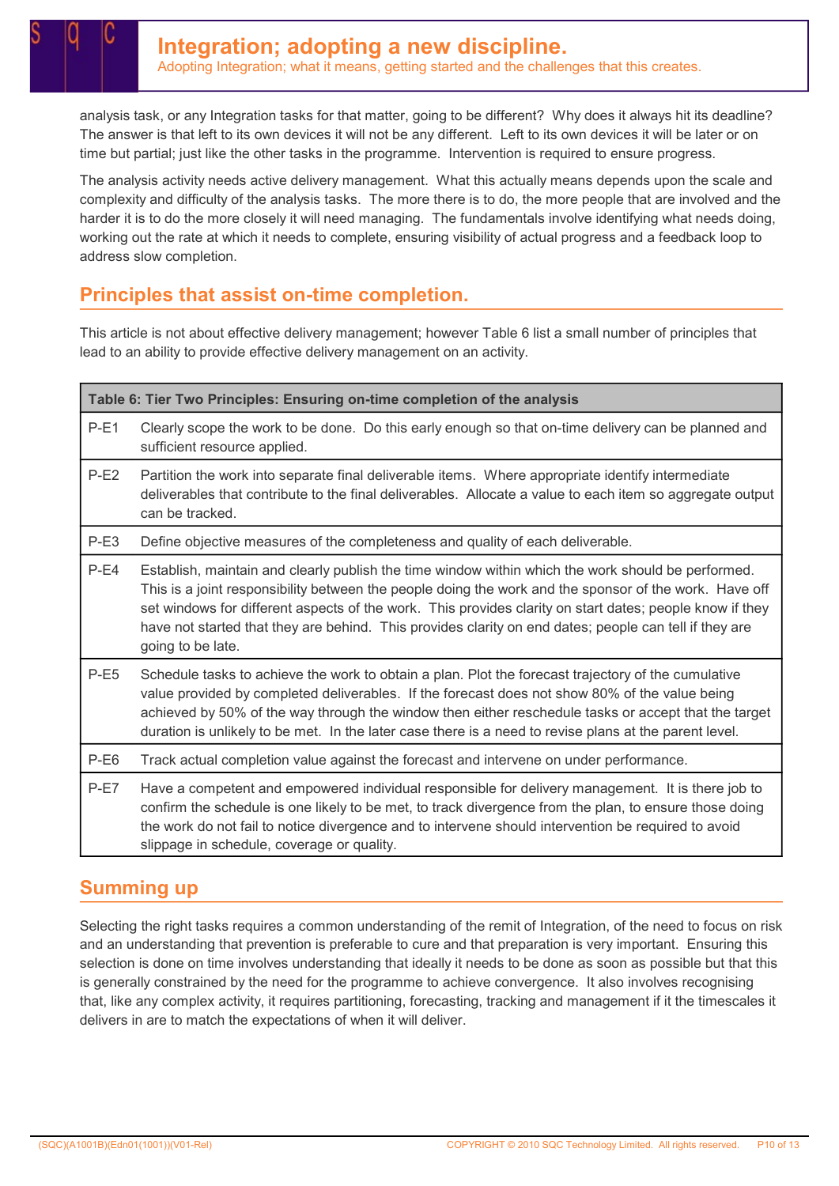analysis task, or any Integration tasks for that matter, going to be different? Why does it always hit its deadline? The answer is that left to its own devices it will not be any different. Left to its own devices it will be later or on time but partial; just like the other tasks in the programme. Intervention is required to ensure progress.

The analysis activity needs active delivery management. What this actually means depends upon the scale and complexity and difficulty of the analysis tasks. The more there is to do, the more people that are involved and the harder it is to do the more closely it will need managing. The fundamentals involve identifying what needs doing, working out the rate at which it needs to complete, ensuring visibility of actual progress and a feedback loop to address slow completion.

## Principles that assist on-time completion.

This article is not about effective delivery management; however Table 6 list a small number of principles that lead to an ability to provide effective delivery management on an activity.

| Table 6: Tier Two Principles: Ensuring on-time completion of the analysis | |
|---|---|
| P-E1 | Clearly scope the work to be done. Do this early enough so that on-time delivery can be planned and sufficient resource applied. |
| P-E2 | Partition the work into separate final deliverable items. Where appropriate identify intermediate deliverables that contribute to the final deliverables. Allocate a value to each item so aggregate output can be tracked. |
| P-E3 | Define objective measures of the completeness and quality of each deliverable. |
| P-E4 | Establish, maintain and clearly publish the time window within which the work should be performed. This is a joint responsibility between the people doing the work and the sponsor of the work. Have off set windows for different aspects of the work. This provides clarity on start dates; people know if they have not started that they are behind. This provides clarity on end dates; people can tell if they are going to be late. |
| P-E5 | Schedule tasks to achieve the work to obtain a plan. Plot the forecast trajectory of the cumulative value provided by completed deliverables. If the forecast does not show 80% of the value being achieved by 50% of the way through the window then either reschedule tasks or accept that the target duration is unlikely to be met. In the later case there is a need to revise plans at the parent level. |
| P-E6 | Track actual completion value against the forecast and intervene on under performance. |
| P-E7 | Have a competent and empowered individual responsible for delivery management. It is there job to confirm the schedule is one likely to be met, to track divergence from the plan, to ensure those doing the work do not fail to notice divergence and to intervene should intervention be required to avoid slippage in schedule, coverage or quality. |

## Summing up

Selecting the right tasks requires a common understanding of the remit of Integration, of the need to focus on risk and an understanding that prevention is preferable to cure and that preparation is very important. Ensuring this selection is done on time involves understanding that ideally it needs to be done as soon as possible but that this is generally constrained by the need for the programme to achieve convergence. It also involves recognising that, like any complex activity, it requires partitioning, forecasting, tracking and management if it the timescales it delivers in are to match the expectations of when it will deliver.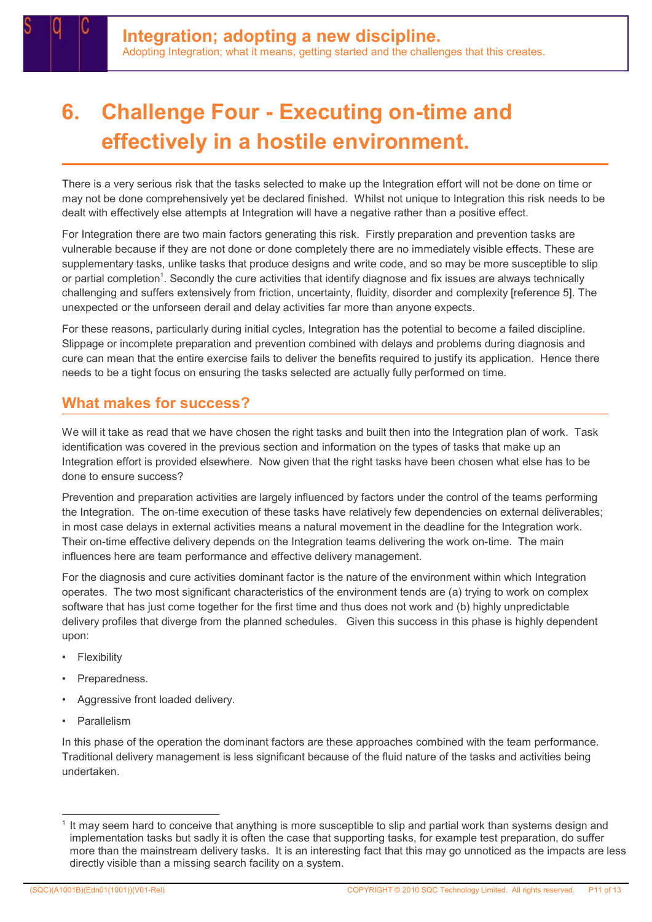# 6. Challenge Four - Executing on-time and effectively in a hostile environment.

There is a very serious risk that the tasks selected to make up the Integration effort will not be done on time or may not be done comprehensively yet be declared finished. Whilst not unique to Integration this risk needs to be dealt with effectively else attempts at Integration will have a negative rather than a positive effect.

For Integration there are two main factors generating this risk. Firstly preparation and prevention tasks are vulnerable because if they are not done or done completely there are no immediately visible effects. These are supplementary tasks, unlike tasks that produce designs and write code, and so may be more susceptible to slip or partial completion[1]. Secondly the cure activities that identify diagnose and fix issues are always technically challenging and suffers extensively from friction, uncertainty, fluidity, disorder and complexity [reference 5]. The unexpected or the unforseen derail and delay activities far more than anyone expects.

For these reasons, particularly during initial cycles, Integration has the potential to become a failed discipline. Slippage or incomplete preparation and prevention combined with delays and problems during diagnosis and cure can mean that the entire exercise fails to deliver the benefits required to justify its application. Hence there needs to be a tight focus on ensuring the tasks selected are actually fully performed on time.

## What makes for success?

We will it take as read that we have chosen the right tasks and built then into the Integration plan of work. Task identification was covered in the previous section and information on the types of tasks that make up an Integration effort is provided elsewhere. Now given that the right tasks have been chosen what else has to be done to ensure success?

Prevention and preparation activities are largely influenced by factors under the control of the teams performing the Integration. The on-time execution of these tasks have relatively few dependencies on external deliverables; in most case delays in external activities means a natural movement in the deadline for the Integration work. Their on-time effective delivery depends on the Integration teams delivering the work on-time. The main influences here are team performance and effective delivery management.

For the diagnosis and cure activities dominant factor is the nature of the environment within which Integration operates. The two most significant characteristics of the environment tends are (a) trying to work on complex software that has just come together for the first time and thus does not work and (b) highly unpredictable delivery profiles that diverge from the planned schedules. Given this success in this phase is highly dependent upon:

- Flexibility
- Preparedness.
- Aggressive front loaded delivery.
- Parallelism

In this phase of the operation the dominant factors are these approaches combined with the team performance. Traditional delivery management is less significant because of the fluid nature of the tasks and activities being undertaken.

---

[1] It may seem hard to conceive that anything is more susceptible to slip and partial work than systems design and implementation tasks but sadly it is often the case that supporting tasks, for example test preparation, do suffer more than the mainstream delivery tasks. It is an interesting fact that this may go unnoticed as the impacts are less directly visible than a missing search facility on a system.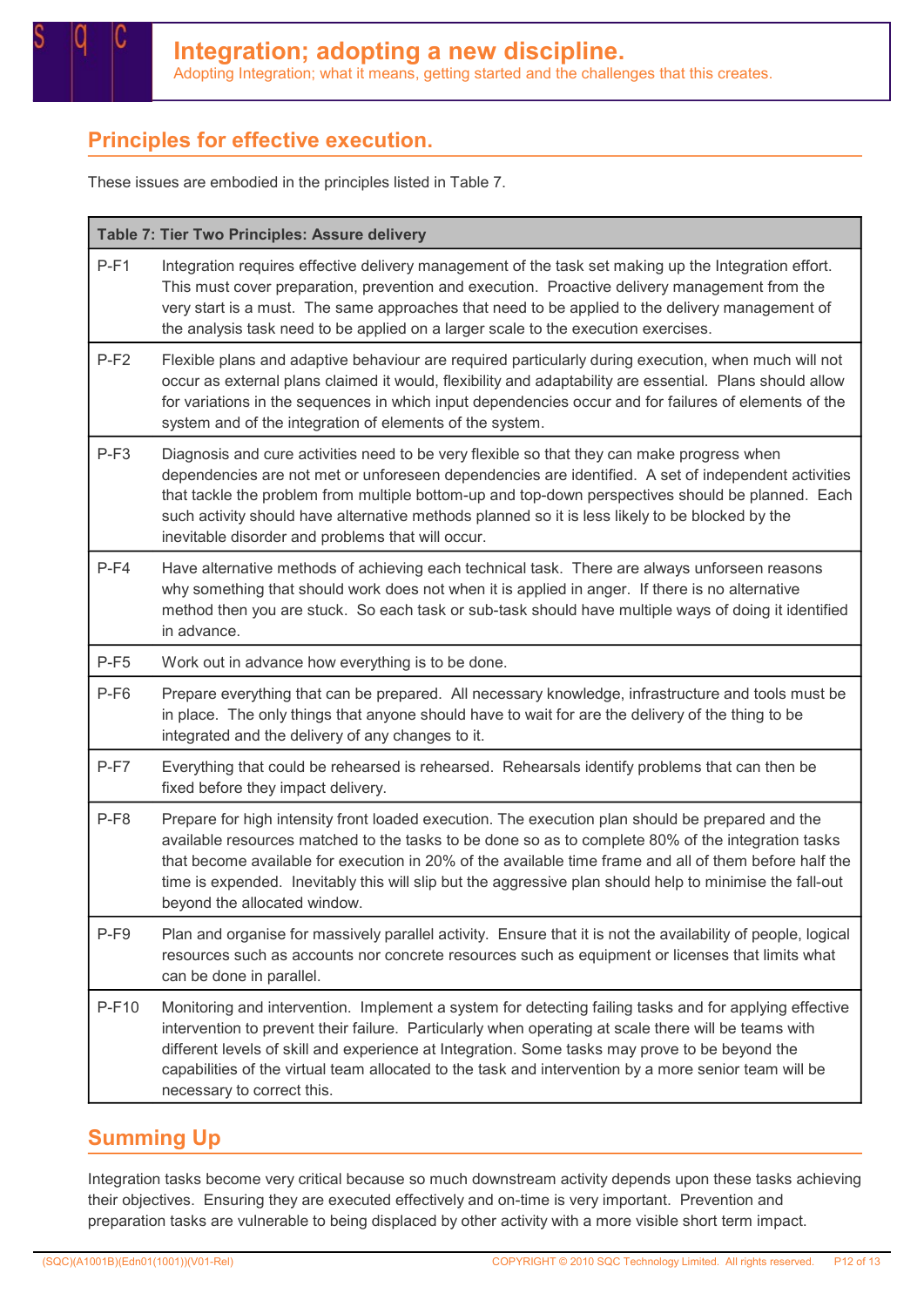## Principles for effective execution.

These issues are embodied in the principles listed in Table 7.

| Table 7: Tier Two Principles: Assure delivery | |
|---|---|
| P-F1 | Integration requires effective delivery management of the task set making up the Integration effort. This must cover preparation, prevention and execution. Proactive delivery management from the very start is a must. The same approaches that need to be applied to the delivery management of the analysis task need to be applied on a larger scale to the execution exercises. |
| P-F2 | Flexible plans and adaptive behaviour are required particularly during execution, when much will not occur as external plans claimed it would, flexibility and adaptability are essential. Plans should allow for variations in the sequences in which input dependencies occur and for failures of elements of the system and of the integration of elements of the system. |
| P-F3 | Diagnosis and cure activities need to be very flexible so that they can make progress when dependencies are not met or unforeseen dependencies are identified. A set of independent activities that tackle the problem from multiple bottom-up and top-down perspectives should be planned. Each such activity should have alternative methods planned so it is less likely to be blocked by the inevitable disorder and problems that will occur. |
| P-F4 | Have alternative methods of achieving each technical task. There are always unforseen reasons why something that should work does not when it is applied in anger. If there is no alternative method then you are stuck. So each task or sub-task should have multiple ways of doing it identified in advance. |
| P-F5 | Work out in advance how everything is to be done. |
| P-F6 | Prepare everything that can be prepared. All necessary knowledge, infrastructure and tools must be in place. The only things that anyone should have to wait for are the delivery of the thing to be integrated and the delivery of any changes to it. |
| P-F7 | Everything that could be rehearsed is rehearsed. Rehearsals identify problems that can then be fixed before they impact delivery. |
| P-F8 | Prepare for high intensity front loaded execution. The execution plan should be prepared and the available resources matched to the tasks to be done so as to complete 80% of the integration tasks that become available for execution in 20% of the available time frame and all of them before half the time is expended. Inevitably this will slip but the aggressive plan should help to minimise the fall-out beyond the allocated window. |
| P-F9 | Plan and organise for massively parallel activity. Ensure that it is not the availability of people, logical resources such as accounts nor concrete resources such as equipment or licenses that limits what can be done in parallel. |
| P-F10 | Monitoring and intervention. Implement a system for detecting failing tasks and for applying effective intervention to prevent their failure. Particularly when operating at scale there will be teams with different levels of skill and experience at Integration. Some tasks may prove to be beyond the capabilities of the virtual team allocated to the task and intervention by a more senior team will be necessary to correct this. |

## Summing Up

Integration tasks become very critical because so much downstream activity depends upon these tasks achieving their objectives. Ensuring they are executed effectively and on-time is very important. Prevention and preparation tasks are vulnerable to being displaced by other activity with a more visible short term impact.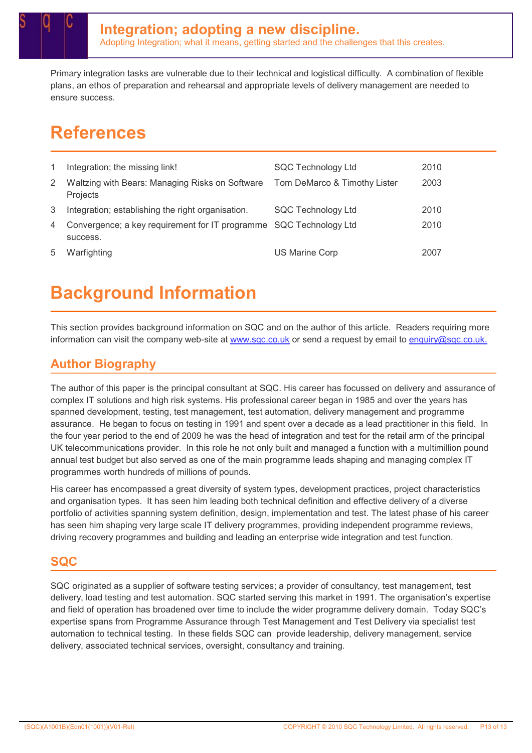Primary integration tasks are vulnerable due to their technical and logistical difficulty. A combination of flexible plans, an ethos of preparation and rehearsal and appropriate levels of delivery management are needed to ensure success.

# References

| | | | |
|---|---|---|---|
| 1 | Integration; the missing link! | SQC Technology Ltd | 2010 |
| 2 | Waltzing with Bears: Managing Risks on Software Projects | Tom DeMarco & Timothy Lister | 2003 |
| 3 | Integration; establishing the right organisation. | SQC Technology Ltd | 2010 |
| 4 | Convergence; a key requirement for IT programme success. | SQC Technology Ltd | 2010 |
| 5 | Warfighting | US Marine Corp | 2007 |

# Background Information

This section provides background information on SQC and on the author of this article. Readers requiring more information can visit the company web-site at www.sqc.co.uk or send a request by email to enquiry@sqc.co.uk.

## Author Biography

The author of this paper is the principal consultant at SQC. His career has focussed on delivery and assurance of complex IT solutions and high risk systems. His professional career began in 1985 and over the years has spanned development, testing, test management, test automation, delivery management and programme assurance. He began to focus on testing in 1991 and spent over a decade as a lead practitioner in this field. In the four year period to the end of 2009 he was the head of integration and test for the retail arm of the principal UK telecommunications provider. In this role he not only built and managed a function with a multimillion pound annual test budget but also served as one of the main programme leads shaping and managing complex IT programmes worth hundreds of millions of pounds.

His career has encompassed a great diversity of system types, development practices, project characteristics and organisation types. It has seen him leading both technical definition and effective delivery of a diverse portfolio of activities spanning system definition, design, implementation and test. The latest phase of his career has seen him shaping very large scale IT delivery programmes, providing independent programme reviews, driving recovery programmes and building and leading an enterprise wide integration and test function.

## SQC

SQC originated as a supplier of software testing services; a provider of consultancy, test management, test delivery, load testing and test automation. SQC started serving this market in 1991. The organisation's expertise and field of operation has broadened over time to include the wider programme delivery domain. Today SQC's expertise spans from Programme Assurance through Test Management and Test Delivery via specialist test automation to technical testing. In these fields SQC can provide leadership, delivery management, service delivery, associated technical services, oversight, consultancy and training.